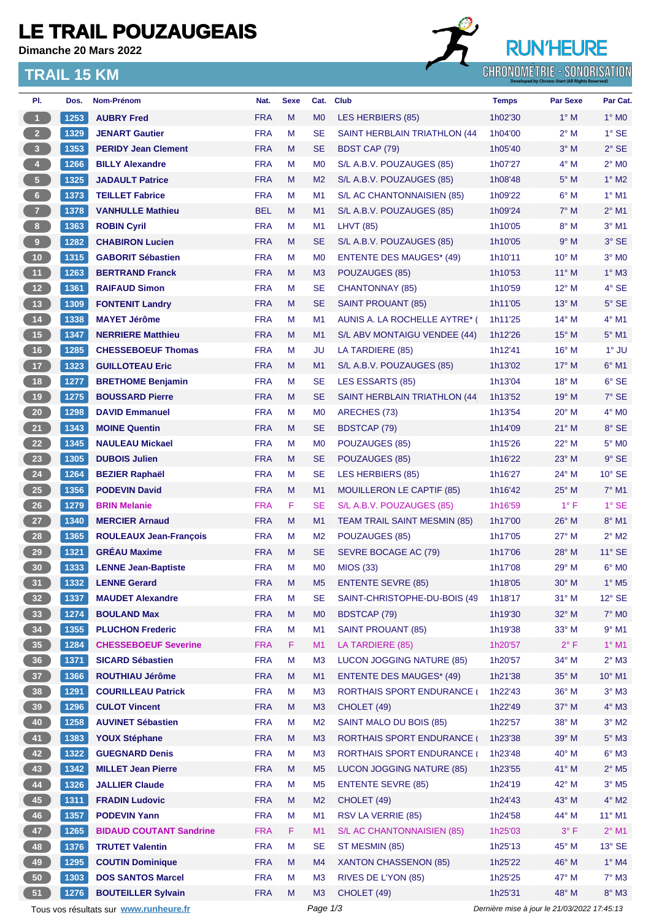# LE TRAIL POUZAUGEAIS

**Dimanche 20 Mars 2022**

## TRAIL 15 KM

RUN'HEURE
CHRONOMÉTRIE - SONORISATION

| Pl. | Dos. | Nom-Prénom | Nat. | Sexe | Cat. | Club | Temps | Par Sexe | Par Cat. |
|---|---|---|---|---|---|---|---|---|---|
| 1 | 1253 | AUBRY Fred | FRA | M | M0 | LES HERBIERS (85) | 1h02'30 | 1° M | 1° M0 |
| 2 | 1329 | JENART Gautier | FRA | M | SE | SAINT HERBLAIN TRIATHLON (44 | 1h04'00 | 2° M | 1° SE |
| 3 | 1353 | PERIDY Jean Clement | FRA | M | SE | BDST CAP (79) | 1h05'40 | 3° M | 2° SE |
| 4 | 1266 | BILLY Alexandre | FRA | M | M0 | S/L A.B.V. POUZAUGES (85) | 1h07'27 | 4° M | 2° M0 |
| 5 | 1325 | JADAULT Patrice | FRA | M | M2 | S/L A.B.V. POUZAUGES (85) | 1h08'48 | 5° M | 1° M2 |
| 6 | 1373 | TEILLET Fabrice | FRA | M | M1 | S/L AC CHANTONNAISIEN (85) | 1h09'22 | 6° M | 1° M1 |
| 7 | 1378 | VANHULLE Mathieu | BEL | M | M1 | S/L A.B.V. POUZAUGES (85) | 1h09'24 | 7° M | 2° M1 |
| 8 | 1363 | ROBIN Cyril | FRA | M | M1 | LHVT (85) | 1h10'05 | 8° M | 3° M1 |
| 9 | 1282 | CHABIRON Lucien | FRA | M | SE | S/L A.B.V. POUZAUGES (85) | 1h10'05 | 9° M | 3° SE |
| 10 | 1315 | GABORIT Sébastien | FRA | M | M0 | ENTENTE DES MAUGES* (49) | 1h10'11 | 10° M | 3° M0 |
| 11 | 1263 | BERTRAND Franck | FRA | M | M3 | POUZAUGES (85) | 1h10'53 | 11° M | 1° M3 |
| 12 | 1361 | RAIFAUD Simon | FRA | M | SE | CHANTONNAY (85) | 1h10'59 | 12° M | 4° SE |
| 13 | 1309 | FONTENIT Landry | FRA | M | SE | SAINT PROUANT (85) | 1h11'05 | 13° M | 5° SE |
| 14 | 1338 | MAYET Jérôme | FRA | M | M1 | AUNIS A. LA ROCHELLE AYTRE* ( | 1h11'25 | 14° M | 4° M1 |
| 15 | 1347 | NERRIERE Matthieu | FRA | M | M1 | S/L ABV MONTAIGU VENDEE (44) | 1h12'26 | 15° M | 5° M1 |
| 16 | 1285 | CHESSEBOEUF Thomas | FRA | M | JU | LA TARDIERE (85) | 1h12'41 | 16° M | 1° JU |
| 17 | 1323 | GUILLOTEAU Eric | FRA | M | M1 | S/L A.B.V. POUZAUGES (85) | 1h13'02 | 17° M | 6° M1 |
| 18 | 1277 | BRETHOME Benjamin | FRA | M | SE | LES ESSARTS (85) | 1h13'04 | 18° M | 6° SE |
| 19 | 1275 | BOUSSARD Pierre | FRA | M | SE | SAINT HERBLAIN TRIATHLON (44 | 1h13'52 | 19° M | 7° SE |
| 20 | 1298 | DAVID Emmanuel | FRA | M | M0 | ARECHES (73) | 1h13'54 | 20° M | 4° M0 |
| 21 | 1343 | MOINE Quentin | FRA | M | SE | BDSTCAP (79) | 1h14'09 | 21° M | 8° SE |
| 22 | 1345 | NAULEAU Mickael | FRA | M | M0 | POUZAUGES (85) | 1h15'26 | 22° M | 5° M0 |
| 23 | 1305 | DUBOIS Julien | FRA | M | SE | POUZAUGES (85) | 1h16'22 | 23° M | 9° SE |
| 24 | 1264 | BEZIER Raphaël | FRA | M | SE | LES HERBIERS (85) | 1h16'27 | 24° M | 10° SE |
| 25 | 1356 | PODEVIN David | FRA | M | M1 | MOUILLERON LE CAPTIF (85) | 1h16'42 | 25° M | 7° M1 |
| 26 | 1279 | BRIN Melanie | FRA | F | SE | S/L A.B.V. POUZAUGES (85) | 1h16'59 | 1° F | 1° SE |
| 27 | 1340 | MERCIER Arnaud | FRA | M | M1 | TEAM TRAIL SAINT MESMIN (85) | 1h17'00 | 26° M | 8° M1 |
| 28 | 1365 | ROULEAUX Jean-François | FRA | M | M2 | POUZAUGES (85) | 1h17'05 | 27° M | 2° M2 |
| 29 | 1321 | GRÉAU Maxime | FRA | M | SE | SEVRE BOCAGE AC (79) | 1h17'06 | 28° M | 11° SE |
| 30 | 1333 | LENNE Jean-Baptiste | FRA | M | M0 | MIOS (33) | 1h17'08 | 29° M | 6° M0 |
| 31 | 1332 | LENNE Gerard | FRA | M | M5 | ENTENTE SEVRE (85) | 1h18'05 | 30° M | 1° M5 |
| 32 | 1337 | MAUDET Alexandre | FRA | M | SE | SAINT-CHRISTOPHE-DU-BOIS (49 | 1h18'17 | 31° M | 12° SE |
| 33 | 1274 | BOULAND Max | FRA | M | M0 | BDSTCAP (79) | 1h19'30 | 32° M | 7° M0 |
| 34 | 1355 | PLUCHON Frederic | FRA | M | M1 | SAINT PROUANT (85) | 1h19'38 | 33° M | 9° M1 |
| 35 | 1284 | CHESSEBOEUF Severine | FRA | F | M1 | LA TARDIERE (85) | 1h20'57 | 2° F | 1° M1 |
| 36 | 1371 | SICARD Sébastien | FRA | M | M3 | LUCON JOGGING NATURE (85) | 1h20'57 | 34° M | 2° M3 |
| 37 | 1366 | ROUTHIAU Jérôme | FRA | M | M1 | ENTENTE DES MAUGES* (49) | 1h21'38 | 35° M | 10° M1 |
| 38 | 1291 | COURILLEAU Patrick | FRA | M | M3 | RORTHAIS SPORT ENDURANCE ( | 1h22'43 | 36° M | 3° M3 |
| 39 | 1296 | CULOT Vincent | FRA | M | M3 | CHOLET (49) | 1h22'49 | 37° M | 4° M3 |
| 40 | 1258 | AUVINET Sébastien | FRA | M | M2 | SAINT MALO DU BOIS (85) | 1h22'57 | 38° M | 3° M2 |
| 41 | 1383 | YOUX Stéphane | FRA | M | M3 | RORTHAIS SPORT ENDURANCE ( | 1h23'38 | 39° M | 5° M3 |
| 42 | 1322 | GUEGNARD Denis | FRA | M | M3 | RORTHAIS SPORT ENDURANCE ( | 1h23'48 | 40° M | 6° M3 |
| 43 | 1342 | MILLET Jean Pierre | FRA | M | M5 | LUCON JOGGING NATURE (85) | 1h23'55 | 41° M | 2° M5 |
| 44 | 1326 | JALLIER Claude | FRA | M | M5 | ENTENTE SEVRE (85) | 1h24'19 | 42° M | 3° M5 |
| 45 | 1311 | FRADIN Ludovic | FRA | M | M2 | CHOLET (49) | 1h24'43 | 43° M | 4° M2 |
| 46 | 1357 | PODEVIN Yann | FRA | M | M1 | RSV LA VERRIE (85) | 1h24'58 | 44° M | 11° M1 |
| 47 | 1265 | BIDAUD COUTANT Sandrine | FRA | F | M1 | S/L AC CHANTONNAISIEN (85) | 1h25'03 | 3° F | 2° M1 |
| 48 | 1376 | TRUTET Valentin | FRA | M | SE | ST MESMIN (85) | 1h25'13 | 45° M | 13° SE |
| 49 | 1295 | COUTIN Dominique | FRA | M | M4 | XANTON CHASSENON (85) | 1h25'22 | 46° M | 1° M4 |
| 50 | 1303 | DOS SANTOS Marcel | FRA | M | M3 | RIVES DE L'YON (85) | 1h25'25 | 47° M | 7° M3 |
| 51 | 1276 | BOUTEILLER Sylvain | FRA | M | M3 | CHOLET (49) | 1h25'31 | 48° M | 8° M3 |

Tous vos résultats sur www.runheure.fr

*Dernière mise à jour le 21/03/2022 17:45:13*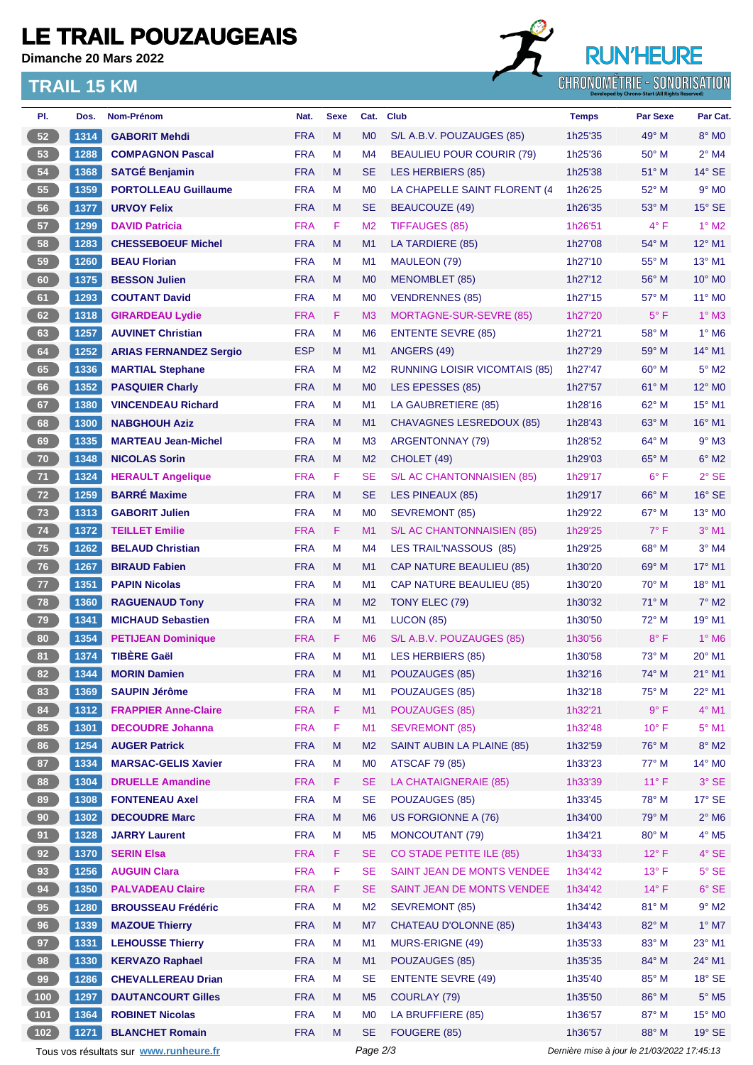# LE TRAIL POUZAUGEAIS

**Dimanche 20 Mars 2022**

## TRAIL 15 KM

RUN'HEURE
CHRONOMÉTRIE - SONORISATION

| Pl. | Dos. | Nom-Prénom | Nat. | Sexe | Cat. | Club | Temps | Par Sexe | Par Cat. |
|---|---|---|---|---|---|---|---|---|---|
| 52 | 1314 | GABORIT Mehdi | FRA | M | M0 | S/L A.B.V. POUZAUGES (85) | 1h25'35 | 49° M | 8° M0 |
| 53 | 1288 | COMPAGNON Pascal | FRA | M | M4 | BEAULIEU POUR COURIR (79) | 1h25'36 | 50° M | 2° M4 |
| 54 | 1368 | SATGÉ Benjamin | FRA | M | SE | LES HERBIERS (85) | 1h25'38 | 51° M | 14° SE |
| 55 | 1359 | PORTOLLEAU Guillaume | FRA | M | M0 | LA CHAPELLE SAINT FLORENT (4 | 1h26'25 | 52° M | 9° M0 |
| 56 | 1377 | URVOY Felix | FRA | M | SE | BEAUCOUZE (49) | 1h26'35 | 53° M | 15° SE |
| 57 | 1299 | DAVID Patricia | FRA | F | M2 | TIFFAUGES (85) | 1h26'51 | 4° F | 1° M2 |
| 58 | 1283 | CHESSEBOEUF Michel | FRA | M | M1 | LA TARDIERE (85) | 1h27'08 | 54° M | 12° M1 |
| 59 | 1260 | BEAU Florian | FRA | M | M1 | MAULEON (79) | 1h27'10 | 55° M | 13° M1 |
| 60 | 1375 | BESSON Julien | FRA | M | M0 | MENOMBLET (85) | 1h27'12 | 56° M | 10° M0 |
| 61 | 1293 | COUTANT David | FRA | M | M0 | VENDRENNES (85) | 1h27'15 | 57° M | 11° M0 |
| 62 | 1318 | GIRARDEAU Lydie | FRA | F | M3 | MORTAGNE-SUR-SEVRE (85) | 1h27'20 | 5° F | 1° M3 |
| 63 | 1257 | AUVINET Christian | FRA | M | M6 | ENTENTE SEVRE (85) | 1h27'21 | 58° M | 1° M6 |
| 64 | 1252 | ARIAS FERNANDEZ Sergio | ESP | M | M1 | ANGERS (49) | 1h27'29 | 59° M | 14° M1 |
| 65 | 1336 | MARTIAL Stephane | FRA | M | M2 | RUNNING LOISIR VICOMTAIS (85) | 1h27'47 | 60° M | 5° M2 |
| 66 | 1352 | PASQUIER Charly | FRA | M | M0 | LES EPESSES (85) | 1h27'57 | 61° M | 12° M0 |
| 67 | 1380 | VINCENDEAU Richard | FRA | M | M1 | LA GAUBRETIERE (85) | 1h28'16 | 62° M | 15° M1 |
| 68 | 1300 | NABGHOUH Aziz | FRA | M | M1 | CHAVAGNES LESREDOUX (85) | 1h28'43 | 63° M | 16° M1 |
| 69 | 1335 | MARTEAU Jean-Michel | FRA | M | M3 | ARGENTONNAY (79) | 1h28'52 | 64° M | 9° M3 |
| 70 | 1348 | NICOLAS Sorin | FRA | M | M2 | CHOLET (49) | 1h29'03 | 65° M | 6° M2 |
| 71 | 1324 | HERAULT Angelique | FRA | F | SE | S/L AC CHANTONNAISIEN (85) | 1h29'17 | 6° F | 2° SE |
| 72 | 1259 | BARRÉ Maxime | FRA | M | SE | LES PINEAUX (85) | 1h29'17 | 66° M | 16° SE |
| 73 | 1313 | GABORIT Julien | FRA | M | M0 | SEVREMONT (85) | 1h29'22 | 67° M | 13° M0 |
| 74 | 1372 | TEILLET Emilie | FRA | F | M1 | S/L AC CHANTONNAISIEN (85) | 1h29'25 | 7° F | 3° M1 |
| 75 | 1262 | BELAUD Christian | FRA | M | M4 | LES TRAIL'NASSOUS (85) | 1h29'25 | 68° M | 3° M4 |
| 76 | 1267 | BIRAUD Fabien | FRA | M | M1 | CAP NATURE BEAULIEU (85) | 1h30'20 | 69° M | 17° M1 |
| 77 | 1351 | PAPIN Nicolas | FRA | M | M1 | CAP NATURE BEAULIEU (85) | 1h30'20 | 70° M | 18° M1 |
| 78 | 1360 | RAGUENAUD Tony | FRA | M | M2 | TONY ELEC (79) | 1h30'32 | 71° M | 7° M2 |
| 79 | 1341 | MICHAUD Sebastien | FRA | M | M1 | LUCON (85) | 1h30'50 | 72° M | 19° M1 |
| 80 | 1354 | PETIJEAN Dominique | FRA | F | M6 | S/L A.B.V. POUZAUGES (85) | 1h30'56 | 8° F | 1° M6 |
| 81 | 1374 | TIBÈRE Gaël | FRA | M | M1 | LES HERBIERS (85) | 1h30'58 | 73° M | 20° M1 |
| 82 | 1344 | MORIN Damien | FRA | M | M1 | POUZAUGES (85) | 1h32'16 | 74° M | 21° M1 |
| 83 | 1369 | SAUPIN Jérôme | FRA | M | M1 | POUZAUGES (85) | 1h32'18 | 75° M | 22° M1 |
| 84 | 1312 | FRAPPIER Anne-Claire | FRA | F | M1 | POUZAUGES (85) | 1h32'21 | 9° F | 4° M1 |
| 85 | 1301 | DECOUDRE Johanna | FRA | F | M1 | SEVREMONT (85) | 1h32'48 | 10° F | 5° M1 |
| 86 | 1254 | AUGER Patrick | FRA | M | M2 | SAINT AUBIN LA PLAINE (85) | 1h32'59 | 76° M | 8° M2 |
| 87 | 1334 | MARSAC-GELIS Xavier | FRA | M | M0 | ATSCAF 79 (85) | 1h33'23 | 77° M | 14° M0 |
| 88 | 1304 | DRUELLE Amandine | FRA | F | SE | LA CHATAIGNERAIE (85) | 1h33'39 | 11° F | 3° SE |
| 89 | 1308 | FONTENEAU Axel | FRA | M | SE | POUZAUGES (85) | 1h33'45 | 78° M | 17° SE |
| 90 | 1302 | DECOUDRE Marc | FRA | M | M6 | US FORGIONNE A (76) | 1h34'00 | 79° M | 2° M6 |
| 91 | 1328 | JARRY Laurent | FRA | M | M5 | MONCOUTANT (79) | 1h34'21 | 80° M | 4° M5 |
| 92 | 1370 | SERIN Elsa | FRA | F | SE | CO STADE PETITE ILE (85) | 1h34'33 | 12° F | 4° SE |
| 93 | 1256 | AUGUIN Clara | FRA | F | SE | SAINT JEAN DE MONTS VENDEE | 1h34'42 | 13° F | 5° SE |
| 94 | 1350 | PALVADEAU Claire | FRA | F | SE | SAINT JEAN DE MONTS VENDEE | 1h34'42 | 14° F | 6° SE |
| 95 | 1280 | BROUSSEAU Frédéric | FRA | M | M2 | SEVREMONT (85) | 1h34'42 | 81° M | 9° M2 |
| 96 | 1339 | MAZOUE Thierry | FRA | M | M7 | CHATEAU D'OLONNE (85) | 1h34'43 | 82° M | 1° M7 |
| 97 | 1331 | LEHOUSSE Thierry | FRA | M | M1 | MURS-ERIGNE (49) | 1h35'33 | 83° M | 23° M1 |
| 98 | 1330 | KERVAZO Raphael | FRA | M | M1 | POUZAUGES (85) | 1h35'35 | 84° M | 24° M1 |
| 99 | 1286 | CHEVALLEREAU Drian | FRA | M | SE | ENTENTE SEVRE (49) | 1h35'40 | 85° M | 18° SE |
| 100 | 1297 | DAUTANCOURT Gilles | FRA | M | M5 | COURLAY (79) | 1h35'50 | 86° M | 5° M5 |
| 101 | 1364 | ROBINET Nicolas | FRA | M | M0 | LA BRUFFIERE (85) | 1h36'57 | 87° M | 15° M0 |
| 102 | 1271 | BLANCHET Romain | FRA | M | SE | FOUGERE (85) | 1h36'57 | 88° M | 19° SE |

Tous vos résultats sur www.runheure.fr

Dernière mise à jour le 21/03/2022 17:45:13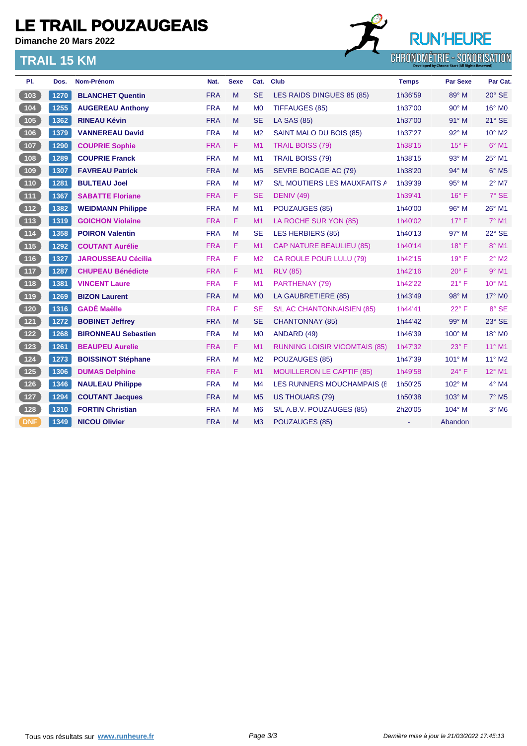# LE TRAIL POUZAUGEAIS

**Dimanche 20 Mars 2022**

## TRAIL 15 KM

| Pl. | Dos. | Nom-Prénom | Nat. | Sexe | Cat. | Club | Temps | Par Sexe | Par Cat. |
|---|---|---|---|---|---|---|---|---|---|
| 103 | 1270 | **BLANCHET Quentin** | FRA | M | SE | LES RAIDS DINGUES 85 (85) | 1h36'59 | 89° M | 20° SE |
| 104 | 1255 | **AUGEREAU Anthony** | FRA | M | M0 | TIFFAUGES (85) | 1h37'00 | 90° M | 16° M0 |
| 105 | 1362 | **RINEAU Kévin** | FRA | M | SE | LA SAS (85) | 1h37'00 | 91° M | 21° SE |
| 106 | 1379 | **VANNEREAU David** | FRA | M | M2 | SAINT MALO DU BOIS (85) | 1h37'27 | 92° M | 10° M2 |
| 107 | 1290 | **COUPRIE Sophie** | FRA | F | M1 | TRAIL BOISS (79) | 1h38'15 | 15° F | 6° M1 |
| 108 | 1289 | **COUPRIE Franck** | FRA | M | M1 | TRAIL BOISS (79) | 1h38'15 | 93° M | 25° M1 |
| 109 | 1307 | **FAVREAU Patrick** | FRA | M | M5 | SEVRE BOCAGE AC (79) | 1h38'20 | 94° M | 6° M5 |
| 110 | 1281 | **BULTEAU Joel** | FRA | M | M7 | S/L MOUTIERS LES MAUXFAITS A | 1h39'39 | 95° M | 2° M7 |
| 111 | 1367 | **SABATTE Floriane** | FRA | F | SE | DENIV (49) | 1h39'41 | 16° F | 7° SE |
| 112 | 1382 | **WEIDMANN Philippe** | FRA | M | M1 | POUZAUGES (85) | 1h40'00 | 96° M | 26° M1 |
| 113 | 1319 | **GOICHON Violaine** | FRA | F | M1 | LA ROCHE SUR YON (85) | 1h40'02 | 17° F | 7° M1 |
| 114 | 1358 | **POIRON Valentin** | FRA | M | SE | LES HERBIERS (85) | 1h40'13 | 97° M | 22° SE |
| 115 | 1292 | **COUTANT Aurélie** | FRA | F | M1 | CAP NATURE BEAULIEU (85) | 1h40'14 | 18° F | 8° M1 |
| 116 | 1327 | **JAROUSSEAU Cécilia** | FRA | F | M2 | CA ROULE POUR LULU (79) | 1h42'15 | 19° F | 2° M2 |
| 117 | 1287 | **CHUPEAU Bénédicte** | FRA | F | M1 | RLV (85) | 1h42'16 | 20° F | 9° M1 |
| 118 | 1381 | **VINCENT Laure** | FRA | F | M1 | PARTHENAY (79) | 1h42'22 | 21° F | 10° M1 |
| 119 | 1269 | **BIZON Laurent** | FRA | M | M0 | LA GAUBRETIERE (85) | 1h43'49 | 98° M | 17° M0 |
| 120 | 1316 | **GADÉ Maëlle** | FRA | F | SE | S/L AC CHANTONNAISIEN (85) | 1h44'41 | 22° F | 8° SE |
| 121 | 1272 | **BOBINET Jeffrey** | FRA | M | SE | CHANTONNAY (85) | 1h44'42 | 99° M | 23° SE |
| 122 | 1268 | **BIRONNEAU Sebastien** | FRA | M | M0 | ANDARD (49) | 1h46'39 | 100° M | 18° M0 |
| 123 | 1261 | **BEAUPEU Aurelie** | FRA | F | M1 | RUNNING LOISIR VICOMTAIS (85) | 1h47'32 | 23° F | 11° M1 |
| 124 | 1273 | **BOISSINOT Stéphane** | FRA | M | M2 | POUZAUGES (85) | 1h47'39 | 101° M | 11° M2 |
| 125 | 1306 | **DUMAS Delphine** | FRA | F | M1 | MOUILLERON LE CAPTIF (85) | 1h49'58 | 24° F | 12° M1 |
| 126 | 1346 | **NAULEAU Philippe** | FRA | M | M4 | LES RUNNERS MOUCHAMPAIS (8 | 1h50'25 | 102° M | 4° M4 |
| 127 | 1294 | **COUTANT Jacques** | FRA | M | M5 | US THOUARS (79) | 1h50'38 | 103° M | 7° M5 |
| 128 | 1310 | **FORTIN Christian** | FRA | M | M6 | S/L A.B.V. POUZAUGES (85) | 2h20'05 | 104° M | 3° M6 |
| DNF | 1349 | **NICOU Olivier** | FRA | M | M3 | POUZAUGES (85) | - | Abandon | |

Tous vos résultats sur **www.runheure.fr**

*Dernière mise à jour le 21/03/2022 17:45:13*